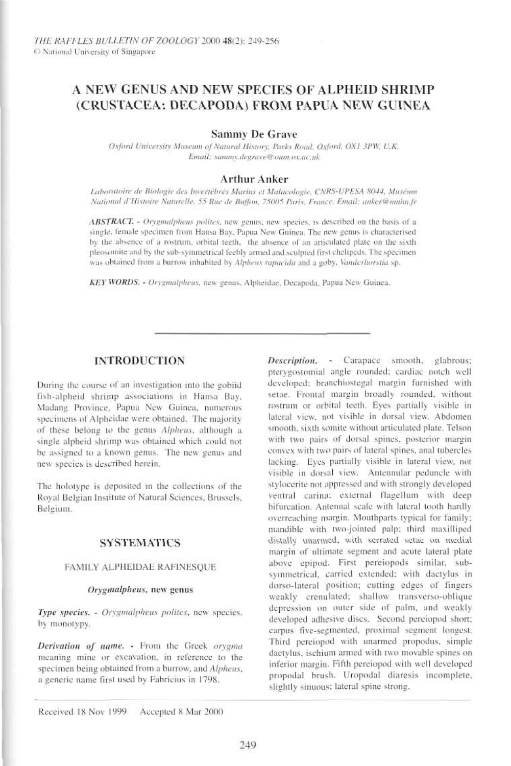# A NEW GENUS AND NEW SPECIES OF ALPHEID SHRIMP (CRUSTACEA: DECAPODA) FROM PAPUA NEW GUINEA

**Sammy De Grave**

*Oxford University Museum of Natural History, Parks Road, Oxford, OX1 3PW, U.K.*
*Email: sammy.degrave@oum.ox.ac.uk*

**Arthur Anker**

*Laboratoire de Biologie des Invertébrés Marins et Malacologie, CNRS-UPESA 8044, Muséum National d'Histoire Naturelle, 55 Rue de Buffon, 75005 Paris, France. Email: anker@mnhn.fr*

*ABSTRACT.* - *Orygmalpheus polites*, new genus, new species, is described on the basis of a single, female specimen from Hansa Bay, Papua New Guinea. The new genus is characterised by the absence of a rostrum, orbital teeth, the absence of an articulated plate on the sixth pleosomite and by the sub-symmetrical feebly armed and sculpted first chelipeds. The specimen was obtained from a burrow inhabited by *Alpheus rapacida* and a goby, *Vanderhorstia* sp.

*KEY WORDS.* - *Orygmalpheus*, new genus, Alpheidae, Decapoda, Papua New Guinea.

## INTRODUCTION

During the course of an investigation into the gobiid fish-alpheid shrimp associations in Hansa Bay, Madang Province, Papua New Guinea, numerous specimens of Alpheidae were obtained. The majority of these belong to the genus *Alpheus*, although a single alpheid shrimp was obtained which could not be assigned to a known genus. The new genus and new species is described herein.

The holotype is deposited in the collections of the Royal Belgian Institute of Natural Sciences, Brussels, Belgium.

## SYSTEMATICS

### FAMILY ALPHEIDAE RAFINESQUE

#### *Orygmalpheus*, new genus

*Type species.* - *Orygmalpheus polites*, new species, by monotypy.

*Derivation of name.* - From the Greek *orygma* meaning mine or excavation, in reference to the specimen being obtained from a burrow, and *Alpheus*, a generic name first used by Fabricius in 1798.

*Description.* - Carapace smooth, glabrous; pterygostomial angle rounded; cardiac notch well developed; branchiostegal margin furnished with setae. Frontal margin broadly rounded, without rostrum or orbital teeth. Eyes partially visible in lateral view, not visible in dorsal view. Abdomen smooth, sixth somite without articulated plate. Telson with two pairs of dorsal spines, posterior margin convex with two pairs of lateral spines, anal tubercles lacking. Eyes partially visible in lateral view, not visible in dorsal view. Antennular peduncle with stylocerite not appressed and with strongly developed ventral carina; external flagellum with deep bifurcation. Antennal scale with lateral tooth hardly overreaching margin. Mouthparts typical for family; mandible with two-jointed palp; third maxilliped distally unarmed, with serrated setae on medial margin of ultimate segment and acute lateral plate above epipod. First pereiopods similar, sub-symmetrical, carried extended; with dactylus in dorso-lateral position; cutting edges of fingers weakly crenulated; shallow transverso-oblique depression on outer side of palm, and weakly developed adhesive discs. Second pereiopod short; carpus five-segmented, proximal segment longest. Third pereiopod with unarmed propodus, simple dactylus, ischium armed with two movable spines on inferior margin. Fifth pereiopod with well developed propodal brush. Uropodal diaresis incomplete, slightly sinuous; lateral spine strong.

Received 18 Nov 1999 Accepted 8 Mar 2000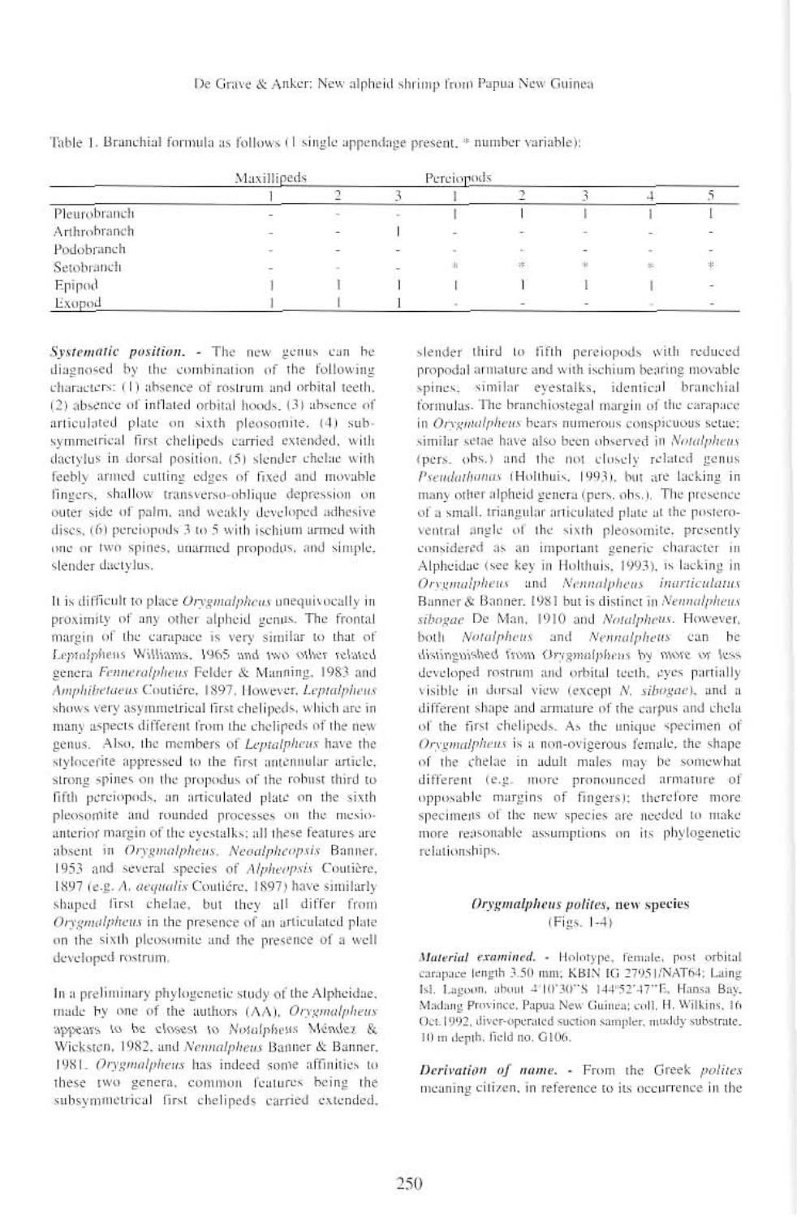Table 1. Branchial formula as follows (I single appendage present, * number variable):

| | Maxillipeds | | | Pereiopods | | | | |
|---|---|---|---|---|---|---|---|---|
| | 1 | 2 | 3 | 1 | 2 | 3 | 4 | 5 |
| Pleurobranch | - | - | - | I | I | I | I | I |
| Arthrobranch | - | - | I | - | - | - | - | - |
| Podobranch | - | - | - | - | - | - | - | - |
| Setobranch | - | - | - | * | * | * | * | * |
| Epipod | I | I | I | I | I | I | I | - |
| Exopod | I | I | I | - | - | - | - | - |

***Systematic position.*** - The new genus can be diagnosed by the combination of the following characters: (1) absence of rostrum and orbital teeth, (2) absence of inflated orbital hoods, (3) absence of articulated plate on sixth pleosomite, (4) subsymmetrical first chelipeds carried extended, with dactylus in dorsal position, (5) slender chelae with feebly armed cutting edges of fixed and movable fingers, shallow transverso-oblique depression on outer side of palm, and weakly developed adhesive discs, (6) pereiopods 3 to 5 with ischium armed with one or two spines, unarmed propodus, and simple, slender dactylus.

It is difficult to place *Orygmalpheus* unequivocally in proximity of any other alpheid genus. The frontal margin of the carapace is very similar to that of *Leptalpheus* Williams, 1965 and two other related genera *Fenneralpheus* Felder & Manning, 1983 and *Amphibetaeus* Coutière, 1897. However, *Leptalpheus* shows very asymmetrical first chelipeds, which are in many aspects different from the chelipeds of the new genus. Also, the members of *Leptalpheus* have the stylocerite appressed to the first antennular article, strong spines on the propodus of the robust third to fifth pereiopods, an articulated plate on the sixth pleosomite and rounded processes on the mesio-anterior margin of the eyestalks; all these features are absent in *Orygmalpheus*. *Neoalpheopsis* Banner, 1953 and several species of *Alpheopsis* Coutière, 1897 (e.g. *A. aequalis* Coutière, 1897) have similarly shaped first chelae, but they all differ from *Orygmalpheus* in the presence of an articulated plate on the sixth pleosomite and the presence of a well developed rostrum.

In a preliminary phylogenetic study of the Alpheidae, made by one of the authors (AA), *Orygmalpheus* appears to be closest to *Notalpheus* Méndez & Wicksten, 1982, and *Nennalpheus* Banner & Banner, 1981. *Orygmalpheus* has indeed some affinities to these two genera, common features being the subsymmetrical first chelipeds carried extended, slender third to fifth pereiopods with reduced propodal armature and with ischium bearing movable spines, similar eyestalks, identical branchial formulas. The branchiostegal margin of the carapace in *Orygmalpheus* bears numerous conspicuous setae; similar setae have also been observed in *Notalpheus* (pers. obs.) and the not closely related genus *Pseudathanas* (Holthuis, 1993), but are lacking in many other alpheid genera (pers. obs.). The presence of a small, triangular articulated plate at the postero-ventral angle of the sixth pleosomite, presently considered as an important generic character in Alpheidae (see key in Holthuis, 1993), is lacking in *Orygmalpheus* and *Nennalpheus inarticulatus* Banner & Banner, 1981 but is distinct in *Nennalpheus sibogae* De Man, 1910 and *Notalpheus*. However, both *Notalpheus* and *Nennalpheus* can be distinguished from *Orygmalpheus* by more or less developed rostrum and orbital teeth, eyes partially visible in dorsal view (except *N. sibogae*), and a different shape and armature of the carpus and chela of the first chelipeds. As the unique specimen of *Orygmalpheus* is a non-ovigerous female, the shape of the chelae in adult males may be somewhat different (e.g. more pronounced armature of opposable margins of fingers); therefore more specimens of the new species are needed to make more reasonable assumptions on its phylogenetic relationships.

### *Orygmalpheus polites*, new species
(Figs. 1-4)

***Material examined.*** - Holotype, female, post orbital carapace length 3.50 mm; KBIN IG 27951/NAT64; Laing Isl. Lagoon, about 4°10'30"S 144°52'47"E, Hansa Bay, Madang Province, Papua New Guinea; coll. H. Wilkins, 16 Oct.1992, diver-operated suction sampler, muddy substrate, 10 m depth, field no. G106.

***Derivation of name.*** - From the Greek *polites* meaning citizen, in reference to its occurrence in the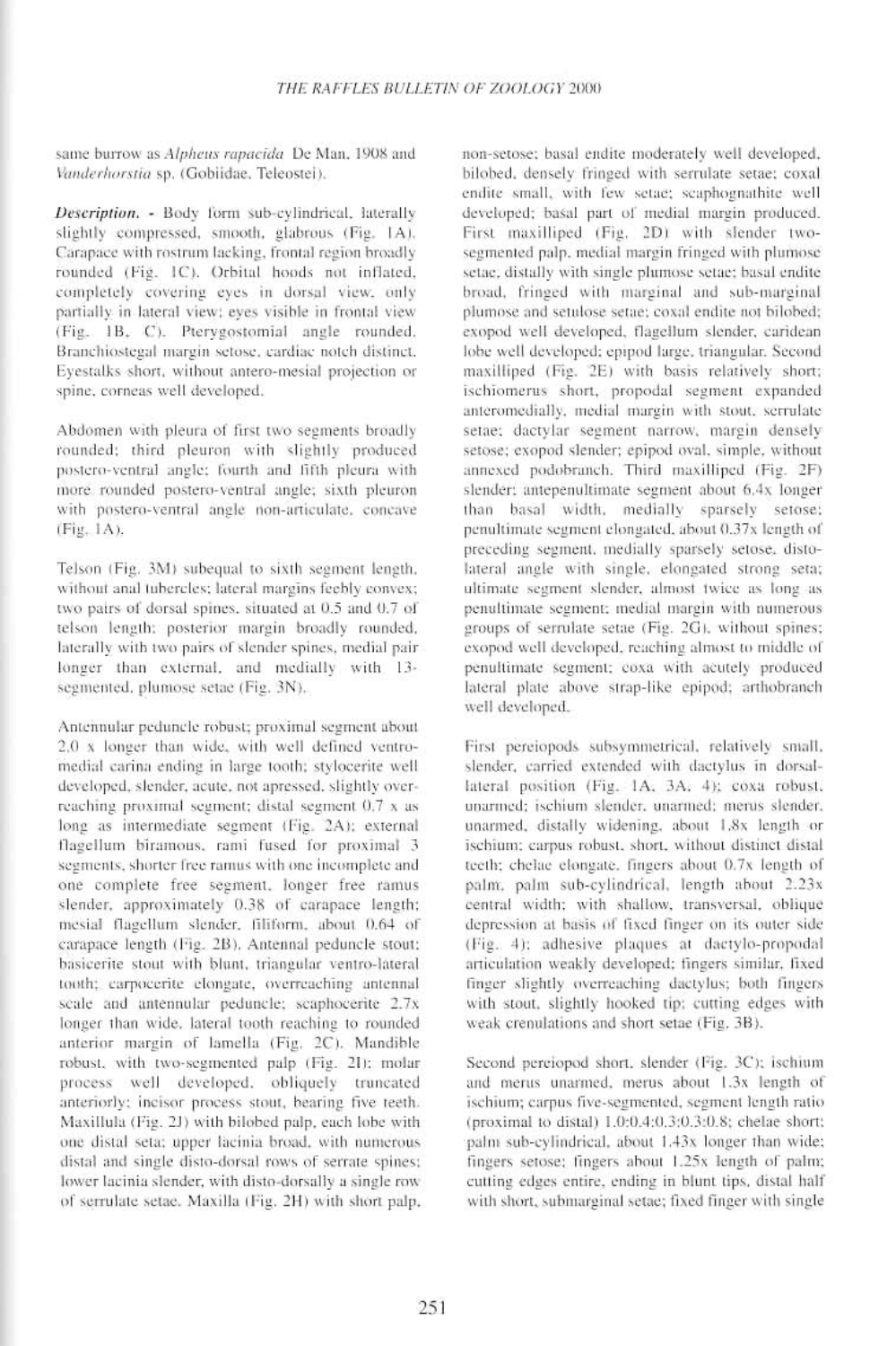same burrow as *Alpheus rapacida* De Man, 1908 and *Vanderhorstia* sp. (Gobiidae, Teleostei).

***Description.*** - Body form sub-cylindrical, laterally slightly compressed, smooth, glabrous (Fig. 1A). Carapace with rostrum lacking, frontal region broadly rounded (Fig. 1C). Orbital hoods not inflated, completely covering eyes in dorsal view, only partially in lateral view; eyes visible in frontal view (Fig. 1B, C). Pterygostomial angle rounded. Branchiostegal margin setose, cardiac notch distinct. Eyestalks short, without antero-mesial projection or spine, corneas well developed.

Abdomen with pleura of first two segments broadly rounded; third pleuron with slightly produced postero-ventral angle; fourth and fifth pleura with more rounded postero-ventral angle; sixth pleuron with postero-ventral angle non-articulate, concave (Fig. 1A).

Telson (Fig. 3M) subequal to sixth segment length, without anal tubercles; lateral margins feebly convex; two pairs of dorsal spines, situated at 0.5 and 0.7 of telson length; posterior margin broadly rounded, laterally with two pairs of slender spines, medial pair longer than external, and medially with 13-segmented, plumose setae (Fig. 3N).

Antennular peduncle robust; proximal segment about 2.0 x longer than wide, with well defined ventro-medial carina ending in large tooth; stylocerite well developed, slender, acute, not apressed, slightly over-reaching proximal segment; distal segment 0.7 x as long as intermediate segment (Fig. 2A); external flagellum biramous, rami fused for proximal 3 segments, shorter free ramus with one incomplete and one complete free segment, longer free ramus slender, approximately 0.38 of carapace length; mesial flagellum slender, filiform, about 0.64 of carapace length (Fig. 2B). Antennal peduncle stout; basicerite stout with blunt, triangular ventro-lateral tooth; carpocerite elongate, overreaching antennal scale and antennular peduncle; scaphocerite 2.7x longer than wide, lateral tooth reaching to rounded anterior margin of lamella (Fig. 2C). Mandible robust, with two-segmented palp (Fig. 2I); molar process well developed, obliquely truncated anteriorly; incisor process stout, bearing five teeth. Maxillula (Fig. 2J) with bilobed palp, each lobe with one distal seta; upper lacinia broad, with numerous distal and single disto-dorsal rows of serrate spines; lower lacinia slender, with disto-dorsally a single row of serrulate setae. Maxilla (Fig. 2H) with short palp, non-setose; basal endite moderately well developed, bilobed, densely fringed with serrulate setae; coxal endite small, with few setae; scaphognathite well developed; basal part of medial margin produced. First maxilliped (Fig. 2D) with slender two-segmented palp, medial margin fringed with plumose setae, distally with single plumose setae; basal endite broad, fringed with marginal and sub-marginal plumose and setulose setae; coxal endite not bilobed; exopod well developed, flagellum slender, caridean lobe well developed; epipod large, triangular. Second maxilliped (Fig. 2E) with basis relatively short; ischiomerus short, propodal segment expanded anteromedially, medial margin with stout, serrulate setae; dactylar segment narrow, margin densely setose; exopod slender; epipod oval, simple, without annexed podobranch. Third maxilliped (Fig. 2F) slender; antepenultimate segment about 6.4x longer than basal width, medially sparsely setose; penultimate segment elongated, about 0.37x length of preceding segment, medially sparsely setose, disto-lateral angle with single, elongated strong seta; ultimate segment slender, almost twice as long as penultimate segment; medial margin with numerous groups of serrulate setae (Fig. 2G), without spines; exopod well developed, reaching almost to middle of penultimate segment; coxa with acutely produced lateral plate above strap-like epipod; arthobranch well developed.

First pereiopods subsymmetrical, relatively small, slender, carried extended with dactylus in dorsal-lateral position (Fig. 1A, 3A, 4); coxa robust, unarmed; ischium slender, unarmed; merus slender, unarmed, distally widening, about 1.8x length or ischium; carpus robust, short, without distinct distal teeth; chelae elongate, fingers about 0.7x length of palm, palm sub-cylindrical, length about 2.23x central width; with shallow, transversal, oblique depression at basis of fixed finger on its outer side (Fig. 4); adhesive plaques at dactylo-propodal articulation weakly developed; fingers similar, fixed finger slightly overreaching dactylus; both fingers with stout, slightly hooked tip; cutting edges with weak crenulations and short setae (Fig. 3B).

Second pereiopod short, slender (Fig. 3C); ischium and merus unarmed, merus about 1.3x length of ischium; carpus five-segmented, segment length ratio (proximal to distal) 1.0:0.4:0.3:0.3:0.8; chelae short; palm sub-cylindrical, about 1.43x longer than wide; fingers setose; fingers about 1.25x length of palm; cutting edges entire, ending in blunt tips, distal half with short, submarginal setae; fixed finger with single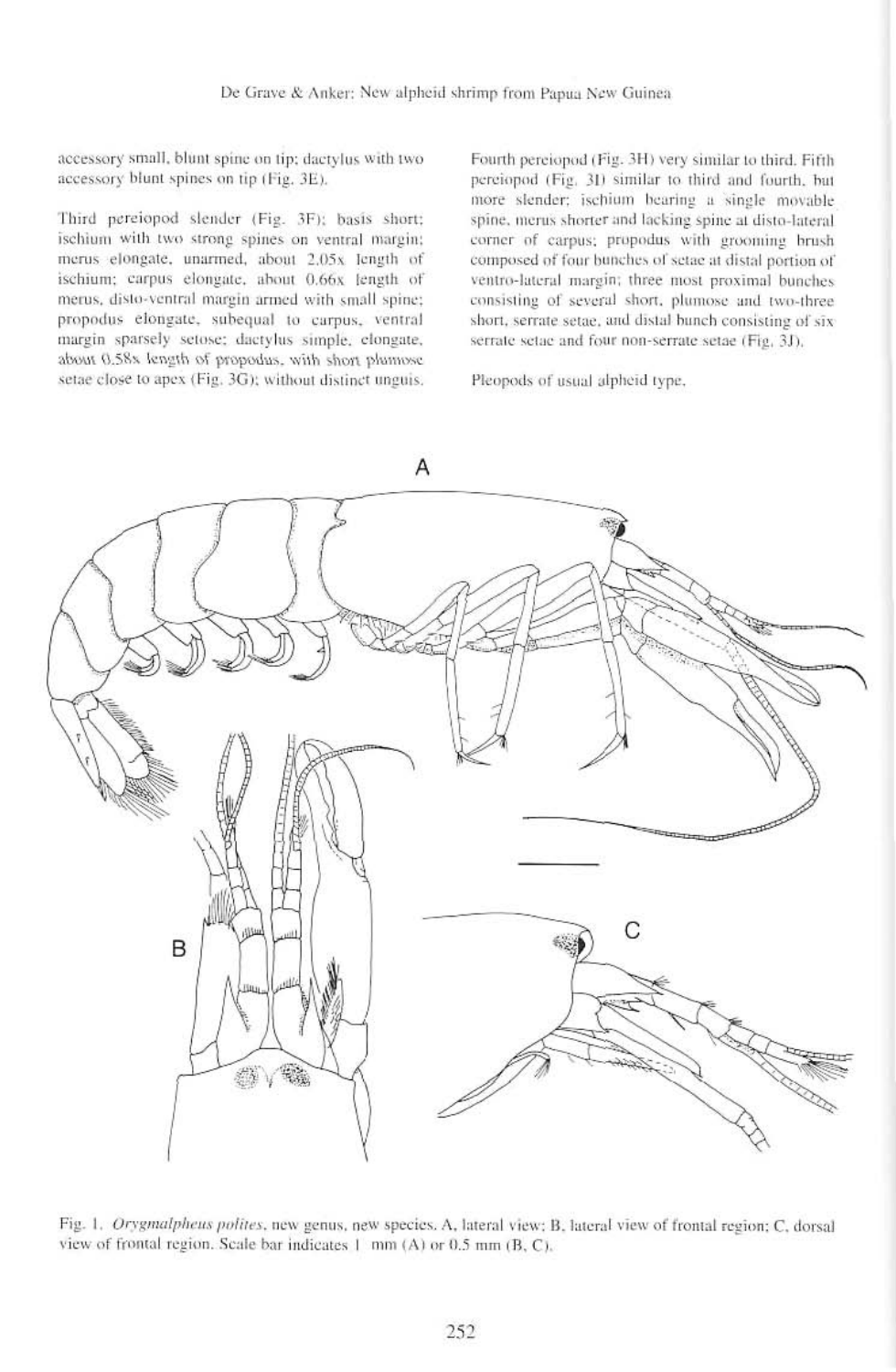accessory small, blunt spine on tip; dactylus with two accessory blunt spines on tip (Fig. 3E).

Third pereiopod slender (Fig. 3F); basis short; ischium with two strong spines on ventral margin; merus elongate, unarmed, about 2.05x length of ischium; carpus elongate, about 0.66x length of merus, disto-ventral margin armed with small spine; propodus elongate, subequal to carpus, ventral margin sparsely setose; dactylus simple, elongate, about 0.58x length of propodus, with short plumose setae close to apex (Fig. 3G); without distinct unguis.

Fourth pereiopod (Fig. 3H) very similar to third. Fifth pereiopod (Fig. 3I) similar to third and fourth, but more slender; ischium bearing a single movable spine, merus shorter and lacking spine at disto-lateral corner of carpus; propodus with grooming brush composed of four bunches of setae at distal portion of ventro-lateral margin; three most proximal bunches consisting of several short, plumose and two-three short, serrate setae, and distal bunch consisting of six serrate setae and four non-serrate setae (Fig. 3J).

Pleopods of usual alpheid type.

Fig. 1. *Orygmalpheus polites*, new genus, new species. A, lateral view; B, lateral view of frontal region; C, dorsal view of frontal region. Scale bar indicates 1 mm (A) or 0.5 mm (B, C).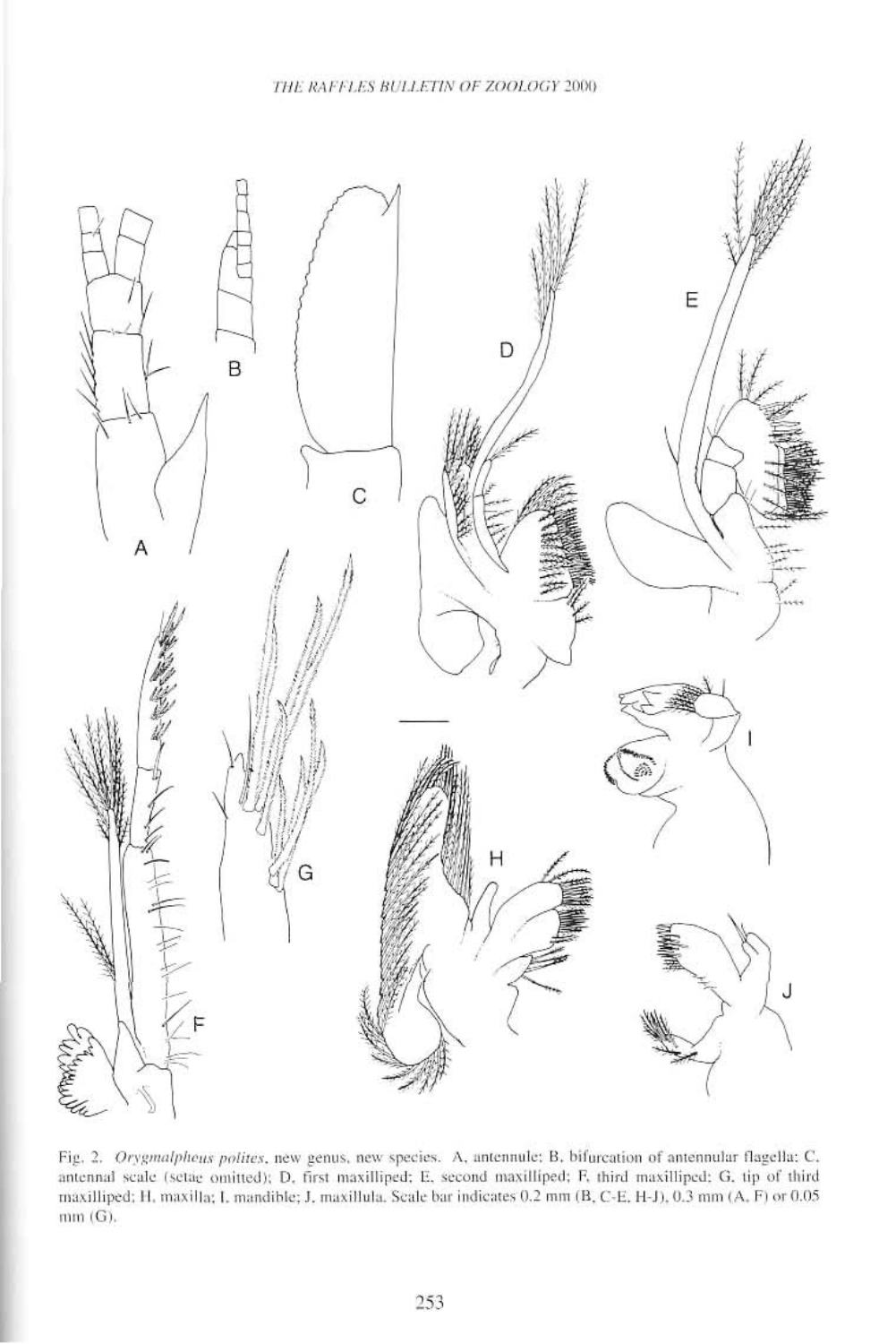Fig. 2. *Orygmalpheus polites*, new genus, new species. A, antennule; B, bifurcation of antennular flagella; C, antennal scale (setae omitted); D, first maxilliped; E, second maxilliped; F, third maxilliped; G, tip of third maxilliped; H, maxilla; I, mandible; J, maxillula. Scale bar indicates 0.2 mm (B, C-E, H-J), 0.3 mm (A, F) or 0.05 mm (G).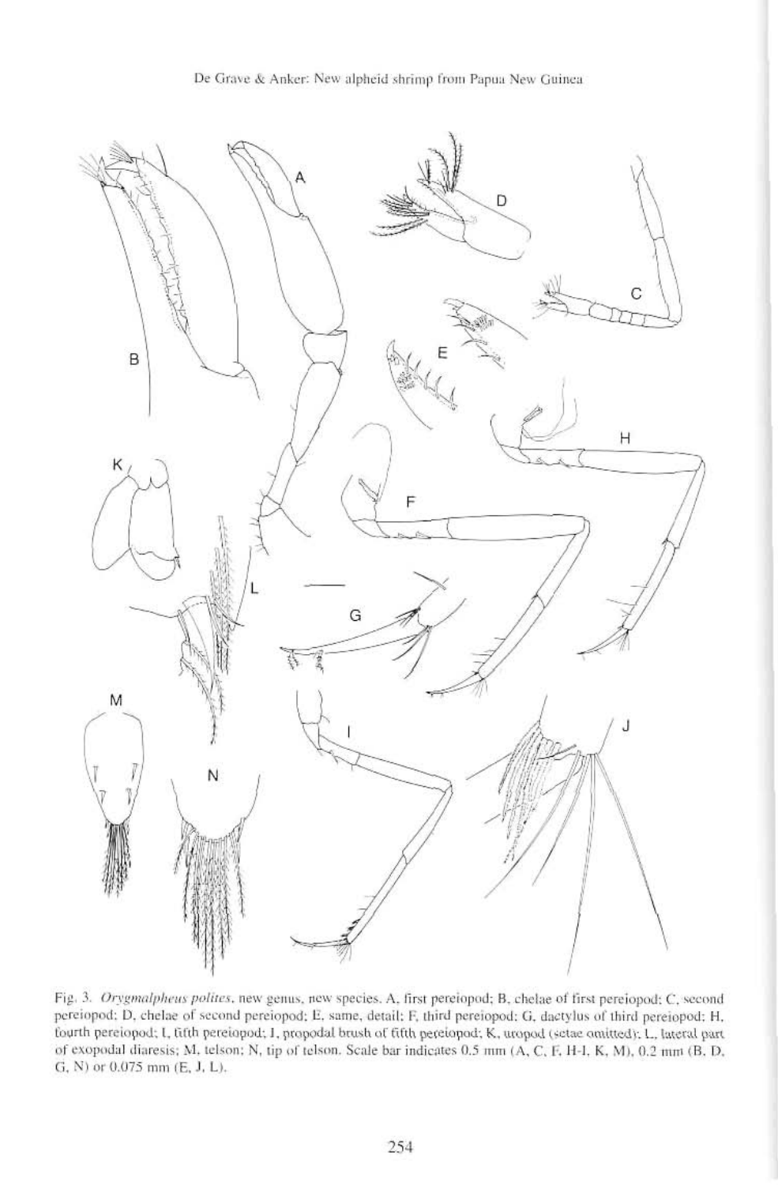Fig. 3. *Orygmalpheus polites*, new genus, new species. A, first pereiopod; B, chelae of first pereiopod; C, second pereiopod; D, chelae of second pereiopod; E, same, detail; F, third pereiopod; G, dactylus of third pereiopod; H, fourth pereiopod; I, fifth pereiopod; J, propodal brush of fifth pereiopod; K, uropod (setae omitted); L, lateral part of exopodal diaresis; M, telson; N, tip of telson. Scale bar indicates 0.5 mm (A, C, F, H-I, K, M), 0.2 mm (B, D, G, N) or 0.075 mm (E, J, L).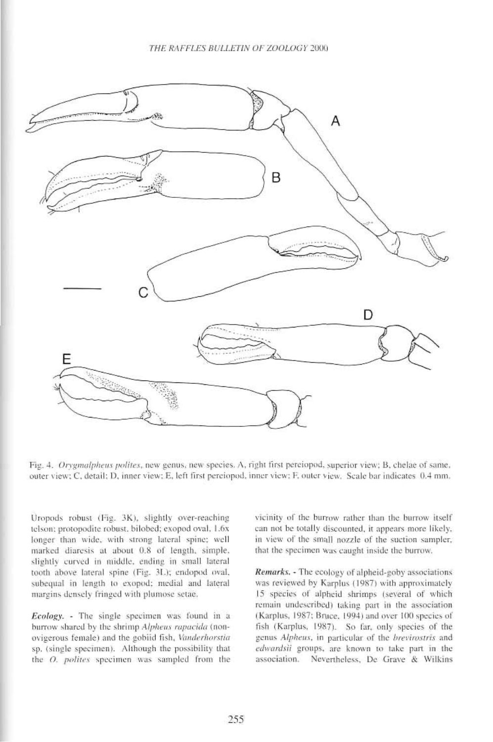Fig. 4. *Orygmalpheus polites*, new genus, new species. A, right first pereiopod, superior view; B, chelae of same, outer view; C, detail; D, inner view; E, left first pereiopod, inner view; F, outer view. Scale bar indicates 0.4 mm.

Uropods robust (Fig. 3K), slightly over-reaching telson; protopodite robust, bilobed; exopod oval, 1.6x longer than wide, with strong lateral spine; well marked diaresis at about 0.8 of length, simple, slightly curved in middle, ending in small lateral tooth above lateral spine (Fig. 3L); endopod oval, subequal in length to exopod; medial and lateral margins densely fringed with plumose setae.

***Ecology.*** - The single specimen was found in a burrow shared by the shrimp *Alpheus rapacida* (non-ovigerous female) and the gobiid fish, *Vanderhorstia* sp. (single specimen). Although the possibility that the *O. polites* specimen was sampled from the vicinity of the burrow rather than the burrow itself can not be totally discounted, it appears more likely, in view of the small nozzle of the suction sampler, that the specimen was caught inside the burrow.

***Remarks.*** - The ecology of alpheid-goby associations was reviewed by Karplus (1987) with approximately 15 species of alpheid shrimps (several of which remain undescribed) taking part in the association (Karplus, 1987; Bruce, 1994) and over 100 species of fish (Karplus, 1987). So far, only species of the genus *Alpheus*, in particular of the *brevirostris* and *edwardsii* groups, are known to take part in the association. Nevertheless, De Grave & Wilkins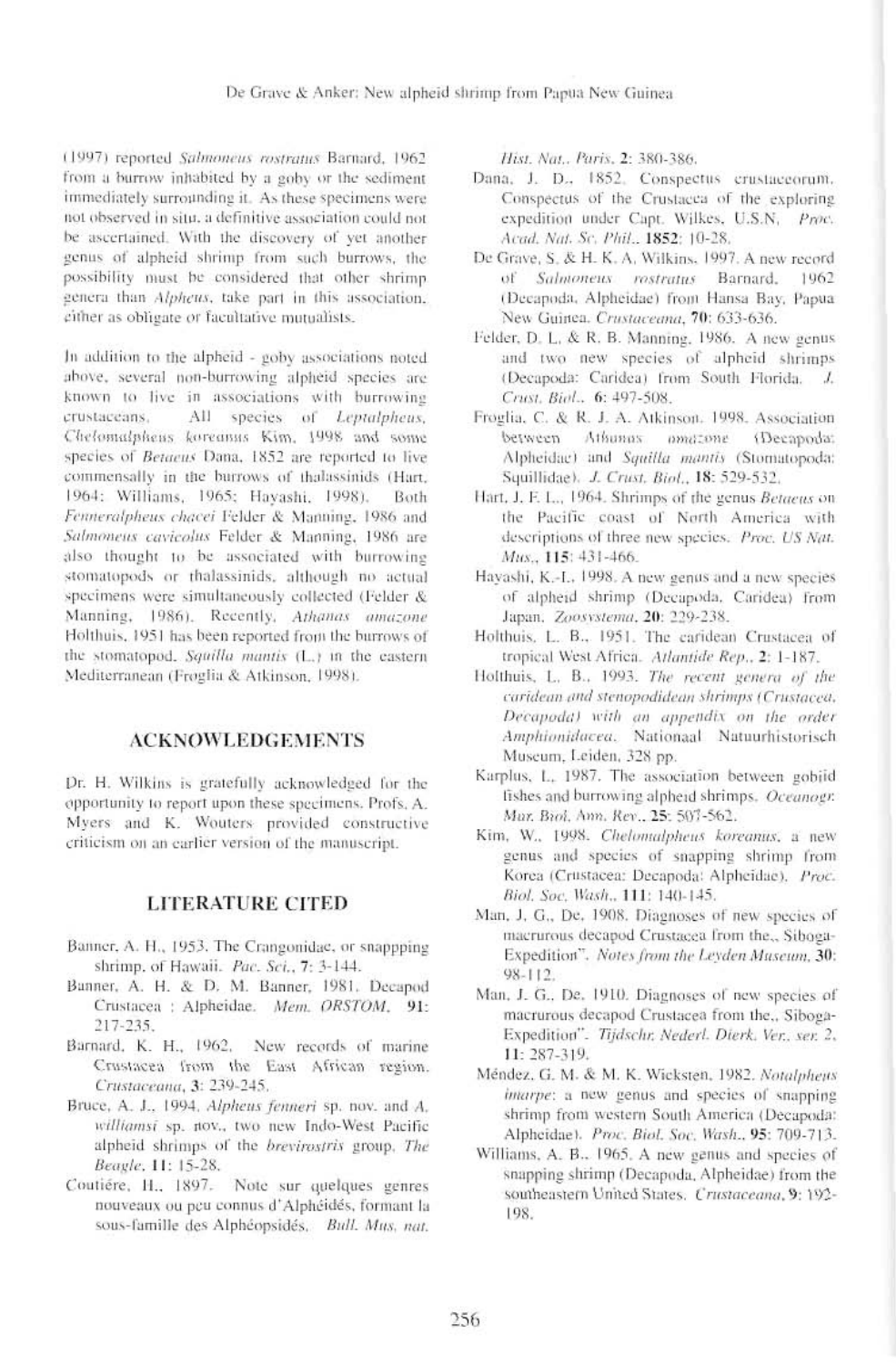(1997) reported *Salmoneus rostratus* Barnard, 1962 from a burrow inhabited by a goby or the sediment immediately surrounding it. As these specimens were not observed in situ, a definitive association could not be ascertained. With the discovery of yet another genus of alpheid shrimp from such burrows, the possibility must be considered that other shrimp genera than *Alpheus*, take part in this association, either as obligate or facultative mutualists.

In addition to the alpheid - goby associations noted above, several non-burrowing alpheid species are known to live in associations with burrowing crustaceans. All species of *Leptalpheus*, *Chelomalpheus koreanus* Kim, 1998 and some species of *Betaeus* Dana, 1852 are reported to live commensally in the burrows of thalassinids (Hart, 1964; Williams, 1965; Hayashi, 1998). Both *Fenneralpheus chacei* Felder & Manning, 1986 and *Salmoneus cavicolus* Felder & Manning, 1986 are also thought to be associated with burrowing stomatopods or thalassinids, although no actual specimens were simultaneously collected (Felder & Manning, 1986). Recently, *Athanas amazone* Holthuis, 1951 has been reported from the burrows of the stomatopod, *Squilla mantis* (L.) in the eastern Mediterranean (Froglia & Atkinson, 1998).

## ACKNOWLEDGEMENTS

Dr. H. Wilkins is gratefully acknowledged for the opportunity to report upon these specimens. Profs. A. Myers and K. Wouters provided constructive criticism on an earlier version of the manuscript.

## LITERATURE CITED

Banner, A. H., 1953. The Crangonidae, or snappping shrimp, of Hawaii. *Pac. Sci.*, **7**: 3-144.

Banner, A. H. & D. M. Banner, 1981. Decapod Crustacea : Alpheidae. *Mem. ORSTOM*, **91**: 217-235.

Barnard, K. H., 1962. New records of marine Crustacea from the East African region. *Crustaceana*, **3**: 239-245.

Bruce, A. J., 1994. *Alpheus fenneri* sp. nov. and *A. williamsi* sp. nov., two new Indo-West Pacific alpheid shrimps of the *brevirostris* group. *The Beagle*, **11**: 15-28.

Coutière, H., 1897. Note sur quelques genres nouveaux ou peu connus d'Alphéidés, formant la sous-famille des Alphéopsidés. *Bull. Mus. nat. Hist. Nat., Paris*, **2**: 380-386.

Dana, J. D., 1852. Conspectus crustaceorum. Conspectus of the Crustacea of the exploring expedition under Capt. Wilkes, U.S.N. *Proc. Acad. Nat. Sc. Phil.*, **1852**: 10-28.

De Grave, S. & H. K. A. Wilkins, 1997. A new record of *Salmoneus rostratus* Barnard, 1962 (Decapoda, Alpheidae) from Hansa Bay, Papua New Guinea. *Crustaceana*, **70**: 633-636.

Felder, D. L. & R. B. Manning, 1986. A new genus and two new species of alpheid shrimps (Decapoda: Caridea) from South Florida. *J. Crust. Biol.*, **6**: 497-508.

Froglia, C. & R. J. A. Atkinson, 1998. Association between *Athanas amazone* (Decapoda: Alpheidae) and *Squilla mantis* (Stomatopoda: Squillidae). *J. Crust. Biol.*, **18**: 529-532.

Hart, J. F. L., 1964. Shrimps of the genus *Betaeus* on the Pacific coast of North America with descriptions of three new species. *Proc. US Nat. Mus.*, **115**: 431-466.

Hayashi, K.-I., 1998. A new genus and a new species of alpheid shrimp (Decapoda, Caridea) from Japan. *Zoosystema*, **20**: 229-238.

Holthuis, L. B., 1951. The caridean Crustacea of tropical West Africa. *Atlantide Rep.*, **2**: 1-187.

Holthuis, L. B., 1993. *The recent genera of the caridean and stenopodidean shrimps (Crustacea, Decapoda) with an appendix on the order Amphionidacea*. Nationaal Natuurhistorisch Museum, Leiden, 328 pp.

Karplus, I., 1987. The association between gobiid fishes and burrowing alpheid shrimps. *Oceanogr. Mar. Biol. Ann. Rev.*, **25**: 507-562.

Kim, W., 1998. *Chelomalpheus koreanus*, a new genus and species of snapping shrimp from Korea (Crustacea: Decapoda: Alpheidae). *Proc. Biol. Soc. Wash.*, **111**: 140-145.

Man, J. G., De, 1908. Diagnoses of new species of macrurous decapod Crustacea from the „Siboga-Expedition". *Notes from the Leyden Museum*, **30**: 98-112.

Man, J. G., De, 1910. Diagnoses of new species of macrurous decapod Crustacea from the „Siboga-Expedition". *Tijdschr. Nederl. Dierk. Ver., ser. 2*, **11**: 287-319.

Méndez, G. M. & M. K. Wicksten, 1982. *Notalpheus imarpe*: a new genus and species of snapping shrimp from western South America (Decapoda: Alpheidae). *Proc. Biol. Soc. Wash.*, **95**: 709-713.

Williams, A. B., 1965. A new genus and species of snapping shrimp (Decapoda, Alpheidae) from the southeastern United States. *Crustaceana*, **9**: 192-198.